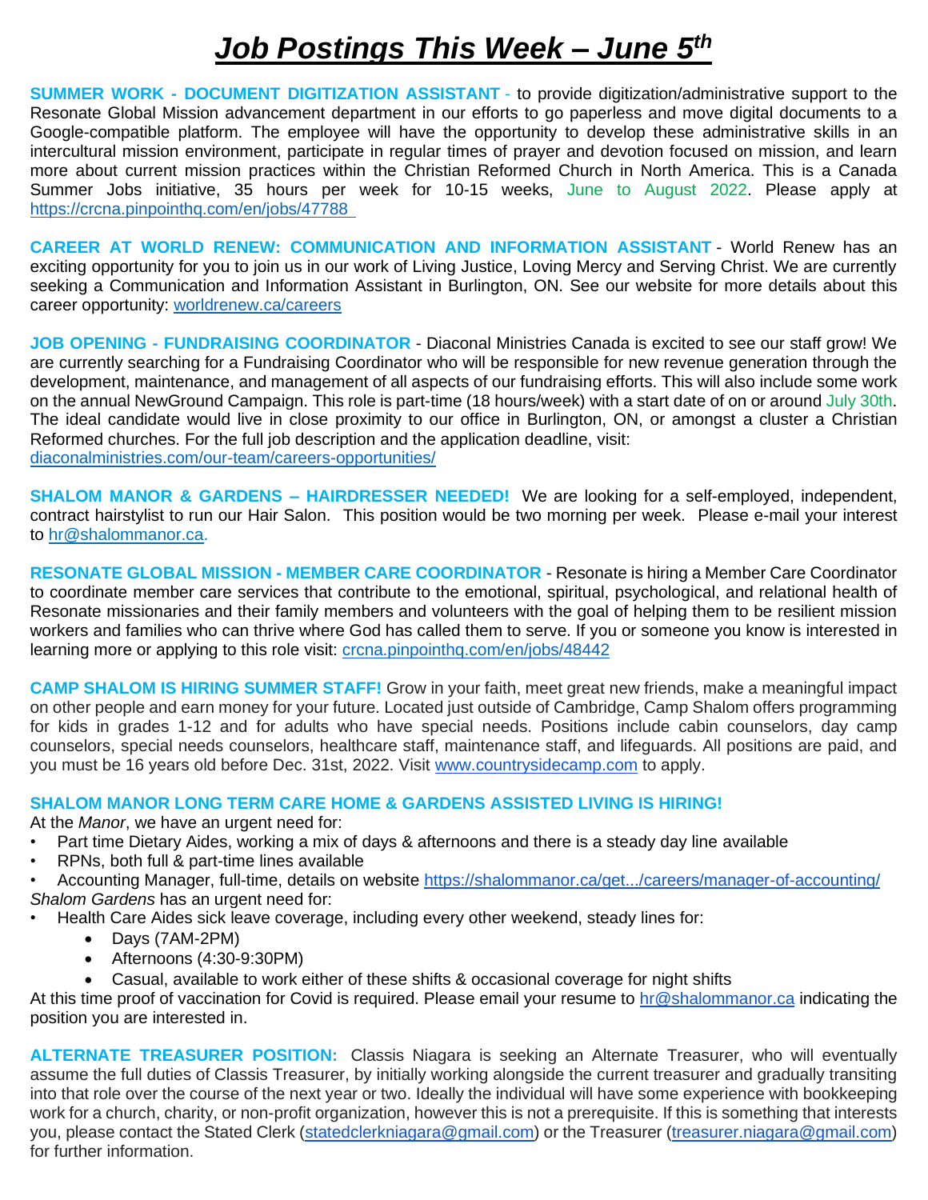# *Job Postings This Week – June 5th*

**SUMMER WORK - DOCUMENT DIGITIZATION ASSISTANT** - to provide digitization/administrative support to the Resonate Global Mission advancement department in our efforts to go paperless and move digital documents to a Google-compatible platform. The employee will have the opportunity to develop these administrative skills in an intercultural mission environment, participate in regular times of prayer and devotion focused on mission, and learn more about current mission practices within the Christian Reformed Church in North America. This is a Canada Summer Jobs initiative, 35 hours per week for 10-15 weeks, June to August 2022. Please apply at https://crcna.pinpointhq.com/en/jobs/47788

**CAREER AT WORLD RENEW: COMMUNICATION AND INFORMATION ASSISTANT** - World Renew has an exciting opportunity for you to join us in our work of Living Justice, Loving Mercy and Serving Christ. We are currently seeking a Communication and Information Assistant in Burlington, ON. See our website for more details about this career opportunity: worldrenew.ca/careers

**JOB OPENING - FUNDRAISING COORDINATOR** - Diaconal Ministries Canada is excited to see our staff grow! We are currently searching for a Fundraising Coordinator who will be responsible for new revenue generation through the development, maintenance, and management of all aspects of our fundraising efforts. This will also include some work on the annual NewGround Campaign. This role is part-time (18 hours/week) with a start date of on or around July 30th. The ideal candidate would live in close proximity to our office in Burlington, ON, or amongst a cluster a Christian Reformed churches. For the full job description and the application deadline, visit: diaconalministries.com/our-team/careers-opportunities/

**SHALOM MANOR & GARDENS – HAIRDRESSER NEEDED!** We are looking for a self-employed, independent, contract hairstylist to run our Hair Salon. This position would be two morning per week. Please e-mail your interest to hr@shalommanor.ca.

**RESONATE GLOBAL MISSION - MEMBER CARE COORDINATOR** - Resonate is hiring a Member Care Coordinator to coordinate member care services that contribute to the emotional, spiritual, psychological, and relational health of Resonate missionaries and their family members and volunteers with the goal of helping them to be resilient mission workers and families who can thrive where God has called them to serve. If you or someone you know is interested in learning more or applying to this role visit: crcna.pinpointhq.com/en/jobs/48442

**CAMP SHALOM IS HIRING SUMMER STAFF!** Grow in your faith, meet great new friends, make a meaningful impact on other people and earn money for your future. Located just outside of Cambridge, Camp Shalom offers programming for kids in grades 1-12 and for adults who have special needs. Positions include cabin counselors, day camp counselors, special needs counselors, healthcare staff, maintenance staff, and lifeguards. All positions are paid, and you must be 16 years old before Dec. 31st, 2022. Visit www.countrysidecamp.com to apply.

**SHALOM MANOR LONG TERM CARE HOME & GARDENS ASSISTED LIVING IS HIRING!**

At the *Manor*, we have an urgent need for:

- Part time Dietary Aides, working a mix of days & afternoons and there is a steady day line available
- RPNs, both full & part-time lines available
- Accounting Manager, full-time, details on website https://shalommanor.ca/get.../careers/manager-of-accounting/

*Shalom Gardens* has an urgent need for:

- Health Care Aides sick leave coverage, including every other weekend, steady lines for:
    - Days (7AM-2PM)
    - Afternoons (4:30-9:30PM)
    - Casual, available to work either of these shifts & occasional coverage for night shifts

At this time proof of vaccination for Covid is required. Please email your resume to hr@shalommanor.ca indicating the position you are interested in.

**ALTERNATE TREASURER POSITION:** Classis Niagara is seeking an Alternate Treasurer, who will eventually assume the full duties of Classis Treasurer, by initially working alongside the current treasurer and gradually transiting into that role over the course of the next year or two. Ideally the individual will have some experience with bookkeeping work for a church, charity, or non-profit organization, however this is not a prerequisite. If this is something that interests you, please contact the Stated Clerk (statedclerkniagara@gmail.com) or the Treasurer (treasurer.niagara@gmail.com) for further information.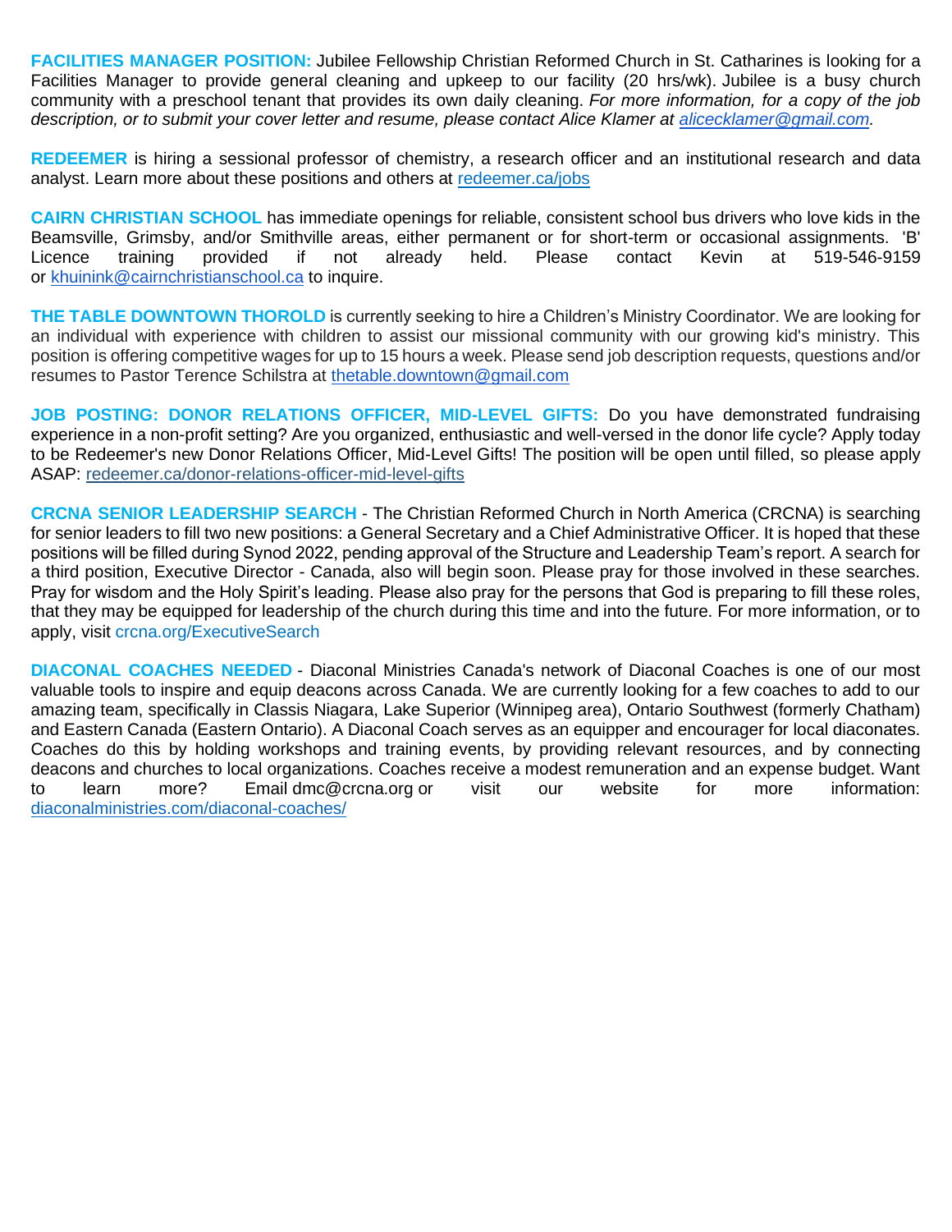**FACILITIES MANAGER POSITION:** Jubilee Fellowship Christian Reformed Church in St. Catharines is looking for a Facilities Manager to provide general cleaning and upkeep to our facility (20 hrs/wk). Jubilee is a busy church community with a preschool tenant that provides its own daily cleaning. *For more information, for a copy of the job description, or to submit your cover letter and resume, please contact Alice Klamer at alicecklamer@gmail.com.*

**REDEEMER** is hiring a sessional professor of chemistry, a research officer and an institutional research and data analyst. Learn more about these positions and others at redeemer.ca/jobs

**CAIRN CHRISTIAN SCHOOL** has immediate openings for reliable, consistent school bus drivers who love kids in the Beamsville, Grimsby, and/or Smithville areas, either permanent or for short-term or occasional assignments. 'B' Licence training provided if not already held. Please contact Kevin at 519-546-9159 or khuinink@cairnchristianschool.ca to inquire.

**THE TABLE DOWNTOWN THOROLD** is currently seeking to hire a Children's Ministry Coordinator. We are looking for an individual with experience with children to assist our missional community with our growing kid's ministry. This position is offering competitive wages for up to 15 hours a week. Please send job description requests, questions and/or resumes to Pastor Terence Schilstra at thetable.downtown@gmail.com

**JOB POSTING: DONOR RELATIONS OFFICER, MID-LEVEL GIFTS:** Do you have demonstrated fundraising experience in a non-profit setting? Are you organized, enthusiastic and well-versed in the donor life cycle? Apply today to be Redeemer's new Donor Relations Officer, Mid-Level Gifts! The position will be open until filled, so please apply ASAP: redeemer.ca/donor-relations-officer-mid-level-gifts

**CRCNA SENIOR LEADERSHIP SEARCH** - The Christian Reformed Church in North America (CRCNA) is searching for senior leaders to fill two new positions: a General Secretary and a Chief Administrative Officer. It is hoped that these positions will be filled during Synod 2022, pending approval of the Structure and Leadership Team's report. A search for a third position, Executive Director - Canada, also will begin soon. Please pray for those involved in these searches. Pray for wisdom and the Holy Spirit's leading. Please also pray for the persons that God is preparing to fill these roles, that they may be equipped for leadership of the church during this time and into the future. For more information, or to apply, visit crcna.org/ExecutiveSearch

**DIACONAL COACHES NEEDED** - Diaconal Ministries Canada's network of Diaconal Coaches is one of our most valuable tools to inspire and equip deacons across Canada. We are currently looking for a few coaches to add to our amazing team, specifically in Classis Niagara, Lake Superior (Winnipeg area), Ontario Southwest (formerly Chatham) and Eastern Canada (Eastern Ontario). A Diaconal Coach serves as an equipper and encourager for local diaconates. Coaches do this by holding workshops and training events, by providing relevant resources, and by connecting deacons and churches to local organizations. Coaches receive a modest remuneration and an expense budget. Want to learn more? Email dmc@crcna.org or visit our website for more information: diaconalministries.com/diaconal-coaches/